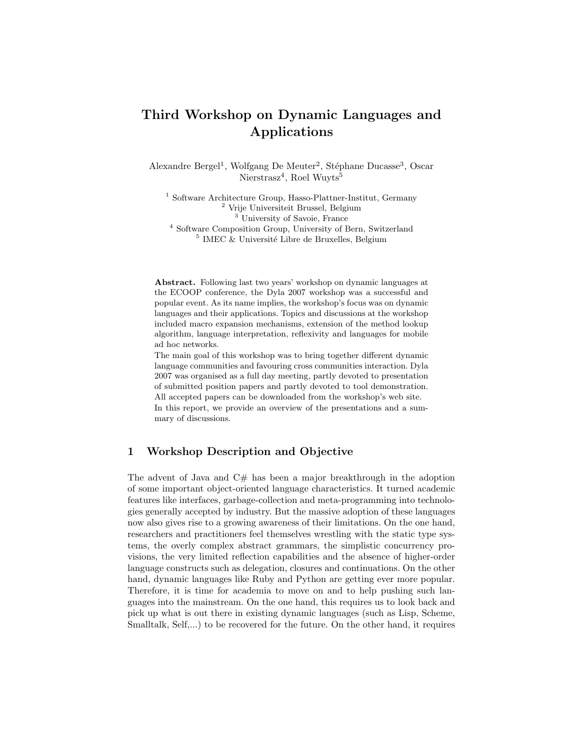# Third Workshop on Dynamic Languages and Applications

Alexandre Bergel[1], Wolfgang De Meuter[2], Stéphane Ducasse[3], Oscar Nierstrasz[4], Roel Wuyts[5]

[1] Software Architecture Group, Hasso-Plattner-Institut, Germany
[2] Vrije Universiteit Brussel, Belgium
[3] University of Savoie, France
[4] Software Composition Group, University of Bern, Switzerland
[5] IMEC & Université Libre de Bruxelles, Belgium

**Abstract.** Following last two years' workshop on dynamic languages at the ECOOP conference, the Dyla 2007 workshop was a successful and popular event. As its name implies, the workshop's focus was on dynamic languages and their applications. Topics and discussions at the workshop included macro expansion mechanisms, extension of the method lookup algorithm, language interpretation, reflexivity and languages for mobile ad hoc networks.
The main goal of this workshop was to bring together different dynamic language communities and favouring cross communities interaction. Dyla 2007 was organised as a full day meeting, partly devoted to presentation of submitted position papers and partly devoted to tool demonstration. All accepted papers can be downloaded from the workshop's web site.
In this report, we provide an overview of the presentations and a summary of discussions.

## 1 Workshop Description and Objective

The advent of Java and C# has been a major breakthrough in the adoption of some important object-oriented language characteristics. It turned academic features like interfaces, garbage-collection and meta-programming into technologies generally accepted by industry. But the massive adoption of these languages now also gives rise to a growing awareness of their limitations. On the one hand, researchers and practitioners feel themselves wrestling with the static type systems, the overly complex abstract grammars, the simplistic concurrency provisions, the very limited reflection capabilities and the absence of higher-order language constructs such as delegation, closures and continuations. On the other hand, dynamic languages like Ruby and Python are getting ever more popular. Therefore, it is time for academia to move on and to help pushing such languages into the mainstream. On the one hand, this requires us to look back and pick up what is out there in existing dynamic languages (such as Lisp, Scheme, Smalltalk, Self,...) to be recovered for the future. On the other hand, it requires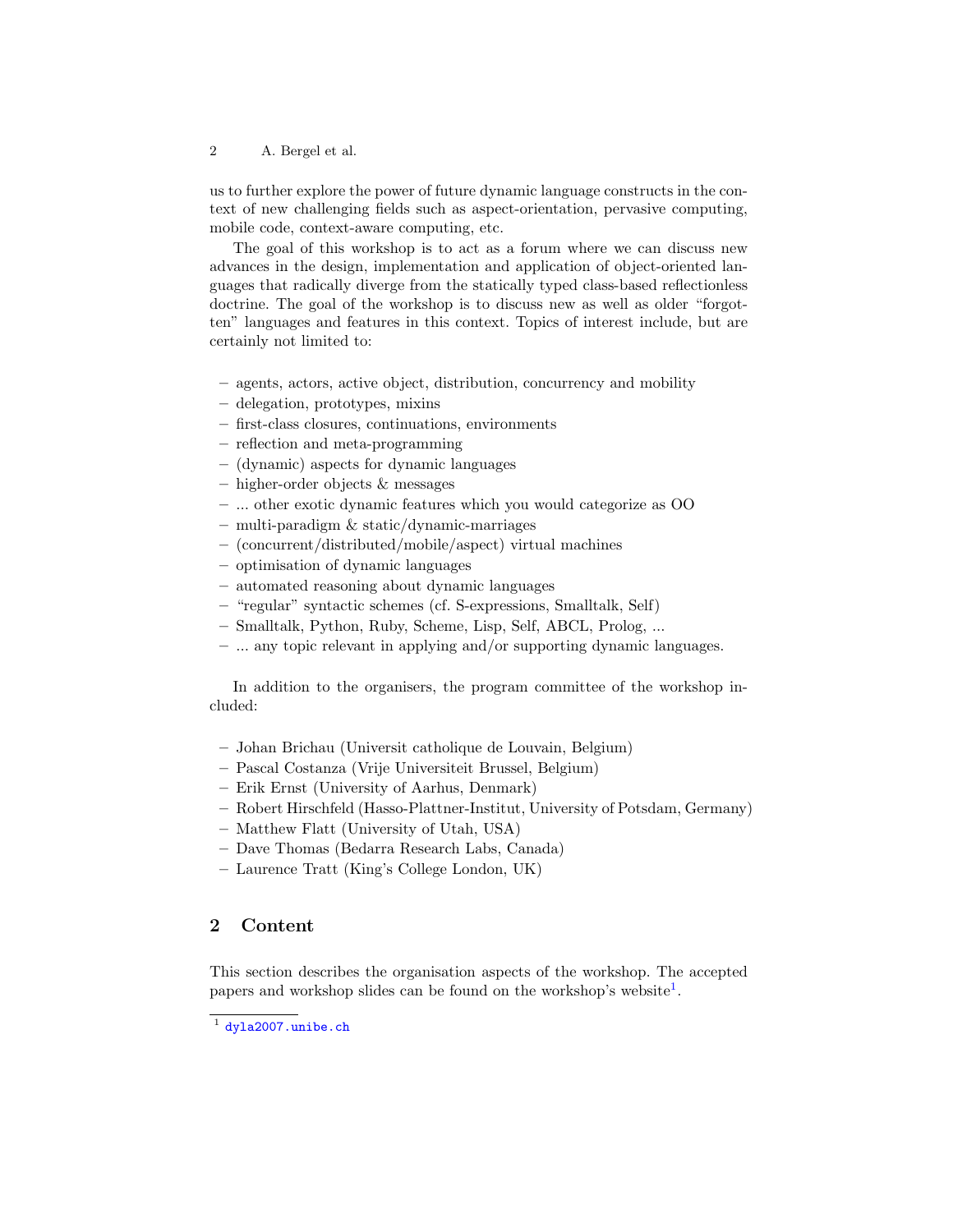us to further explore the power of future dynamic language constructs in the context of new challenging fields such as aspect-orientation, pervasive computing, mobile code, context-aware computing, etc.

The goal of this workshop is to act as a forum where we can discuss new advances in the design, implementation and application of object-oriented languages that radically diverge from the statically typed class-based reflectionless doctrine. The goal of the workshop is to discuss new as well as older "forgotten" languages and features in this context. Topics of interest include, but are certainly not limited to:

- agents, actors, active object, distribution, concurrency and mobility
- delegation, prototypes, mixins
- first-class closures, continuations, environments
- reflection and meta-programming
- (dynamic) aspects for dynamic languages
- higher-order objects & messages
- ... other exotic dynamic features which you would categorize as OO
- multi-paradigm & static/dynamic-marriages
- (concurrent/distributed/mobile/aspect) virtual machines
- optimisation of dynamic languages
- automated reasoning about dynamic languages
- "regular" syntactic schemes (cf. S-expressions, Smalltalk, Self)
- Smalltalk, Python, Ruby, Scheme, Lisp, Self, ABCL, Prolog, ...
- ... any topic relevant in applying and/or supporting dynamic languages.

In addition to the organisers, the program committee of the workshop included:

- Johan Brichau (Universit catholique de Louvain, Belgium)
- Pascal Costanza (Vrije Universiteit Brussel, Belgium)
- Erik Ernst (University of Aarhus, Denmark)
- Robert Hirschfeld (Hasso-Plattner-Institut, University of Potsdam, Germany)
- Matthew Flatt (University of Utah, USA)
- Dave Thomas (Bedarra Research Labs, Canada)
- Laurence Tratt (King's College London, UK)

## 2 Content

This section describes the organisation aspects of the workshop. The accepted papers and workshop slides can be found on the workshop's website[1].

[1] dyla2007.unibe.ch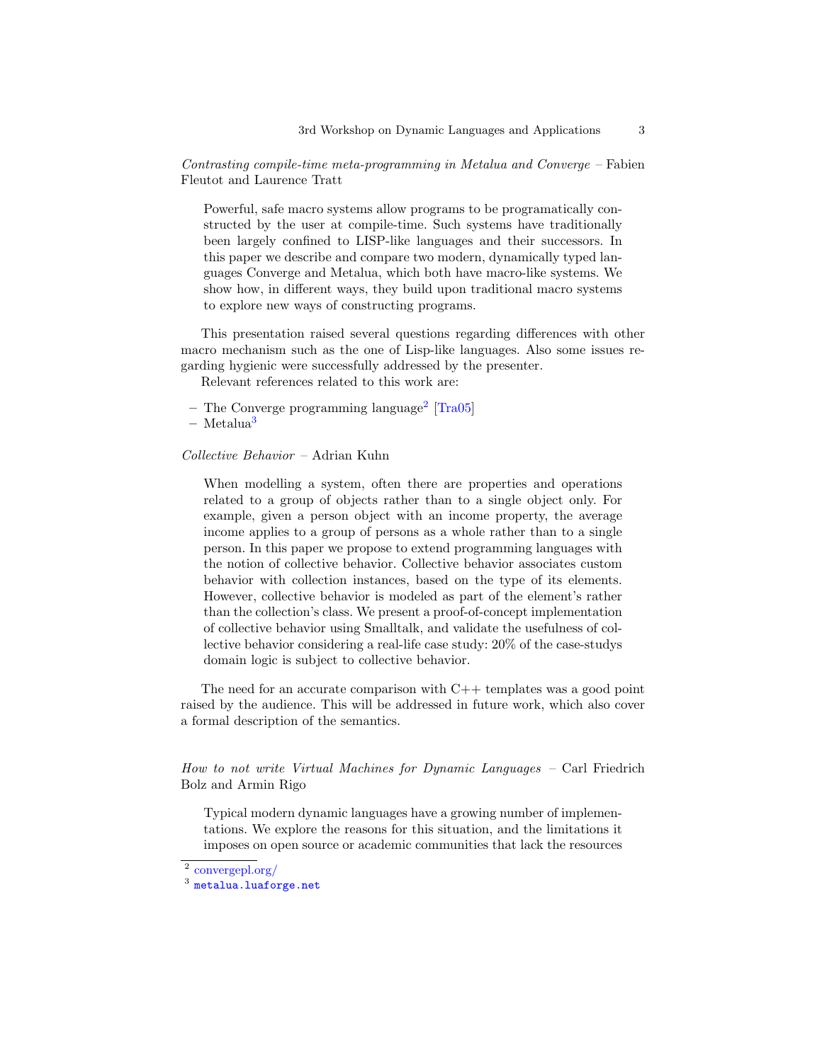*Contrasting compile-time meta-programming in Metalua and Converge* – Fabien Fleutot and Laurence Tratt

> Powerful, safe macro systems allow programs to be programatically constructed by the user at compile-time. Such systems have traditionally been largely confined to LISP-like languages and their successors. In this paper we describe and compare two modern, dynamically typed languages Converge and Metalua, which both have macro-like systems. We show how, in different ways, they build upon traditional macro systems to explore new ways of constructing programs.

This presentation raised several questions regarding differences with other macro mechanism such as the one of Lisp-like languages. Also some issues regarding hygienic were successfully addressed by the presenter.

Relevant references related to this work are:

- The Converge programming language[2] [Tra05]
- Metalua[3]

*Collective Behavior* – Adrian Kuhn

> When modelling a system, often there are properties and operations related to a group of objects rather than to a single object only. For example, given a person object with an income property, the average income applies to a group of persons as a whole rather than to a single person. In this paper we propose to extend programming languages with the notion of collective behavior. Collective behavior associates custom behavior with collection instances, based on the type of its elements. However, collective behavior is modeled as part of the element's rather than the collection's class. We present a proof-of-concept implementation of collective behavior using Smalltalk, and validate the usefulness of collective behavior considering a real-life case study: 20% of the case-studys domain logic is subject to collective behavior.

The need for an accurate comparison with C++ templates was a good point raised by the audience. This will be addressed in future work, which also cover a formal description of the semantics.

*How to not write Virtual Machines for Dynamic Languages* – Carl Friedrich Bolz and Armin Rigo

> Typical modern dynamic languages have a growing number of implementations. We explore the reasons for this situation, and the limitations it imposes on open source or academic communities that lack the resources

[2] convergepl.org/

[3] `metalua.luaforge.net`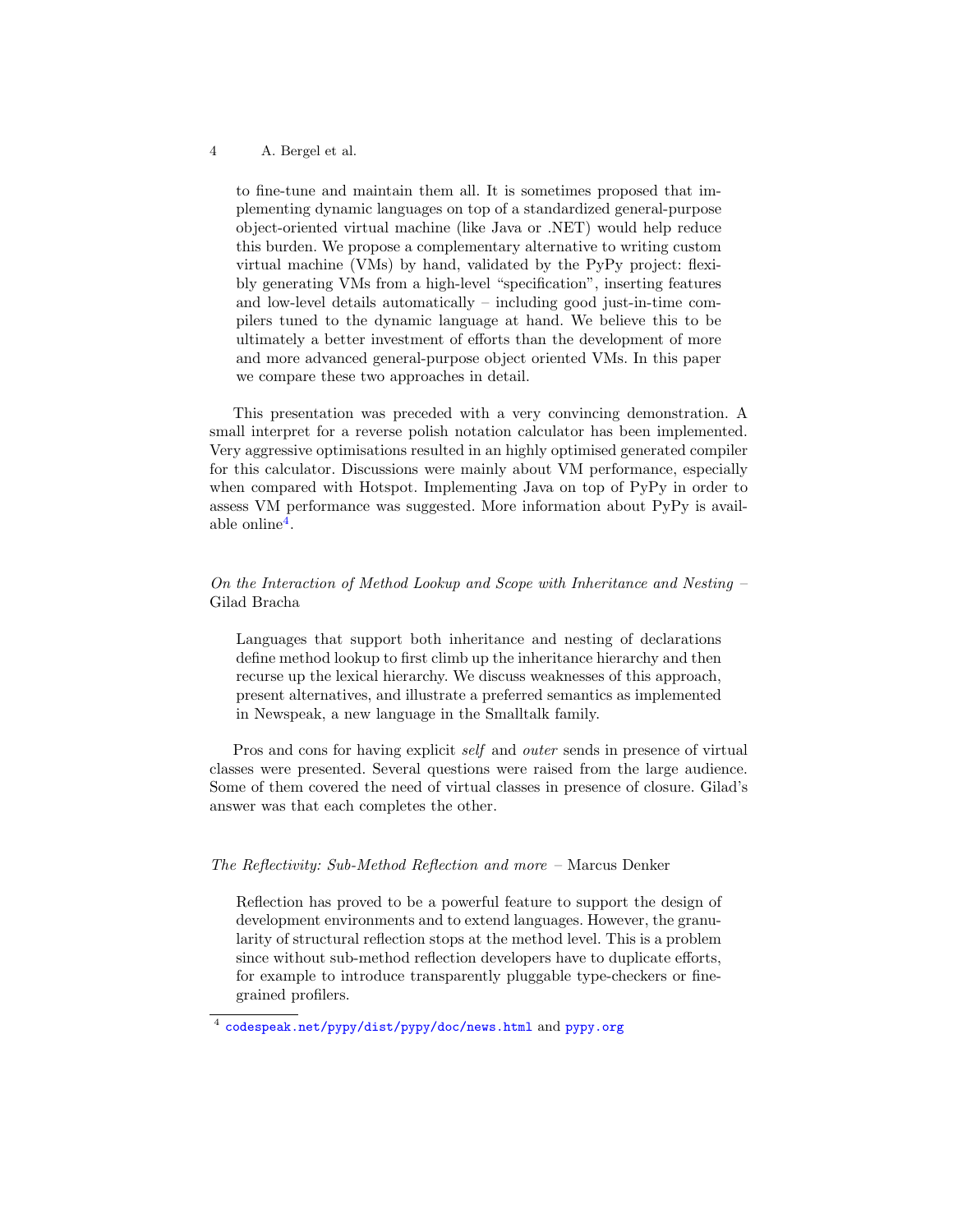> to fine-tune and maintain them all. It is sometimes proposed that implementing dynamic languages on top of a standardized general-purpose object-oriented virtual machine (like Java or .NET) would help reduce this burden. We propose a complementary alternative to writing custom virtual machine (VMs) by hand, validated by the PyPy project: flexibly generating VMs from a high-level "specification", inserting features and low-level details automatically – including good just-in-time compilers tuned to the dynamic language at hand. We believe this to be ultimately a better investment of efforts than the development of more and more advanced general-purpose object oriented VMs. In this paper we compare these two approaches in detail.

This presentation was preceded with a very convincing demonstration. A small interpret for a reverse polish notation calculator has been implemented. Very aggressive optimisations resulted in an highly optimised generated compiler for this calculator. Discussions were mainly about VM performance, especially when compared with Hotspot. Implementing Java on top of PyPy in order to assess VM performance was suggested. More information about PyPy is available online[4].

*On the Interaction of Method Lookup and Scope with Inheritance and Nesting* – Gilad Bracha

> Languages that support both inheritance and nesting of declarations define method lookup to first climb up the inheritance hierarchy and then recurse up the lexical hierarchy. We discuss weaknesses of this approach, present alternatives, and illustrate a preferred semantics as implemented in Newspeak, a new language in the Smalltalk family.

Pros and cons for having explicit *self* and *outer* sends in presence of virtual classes were presented. Several questions were raised from the large audience. Some of them covered the need of virtual classes in presence of closure. Gilad's answer was that each completes the other.

*The Reflectivity: Sub-Method Reflection and more* – Marcus Denker

> Reflection has proved to be a powerful feature to support the design of development environments and to extend languages. However, the granularity of structural reflection stops at the method level. This is a problem since without sub-method reflection developers have to duplicate efforts, for example to introduce transparently pluggable type-checkers or fine-grained profilers.

[4] codespeak.net/pypy/dist/pypy/doc/news.html and pypy.org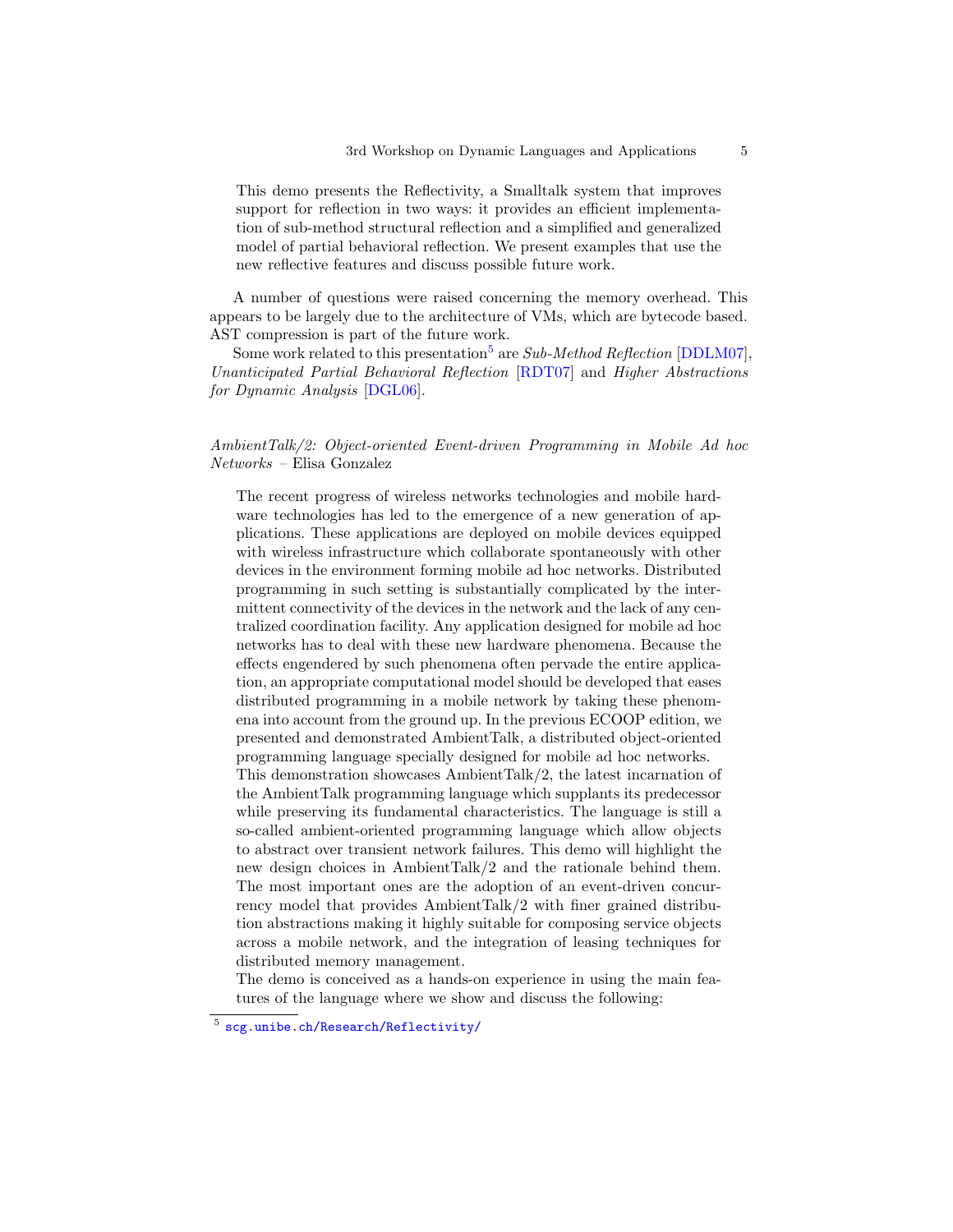This demo presents the Reflectivity, a Smalltalk system that improves support for reflection in two ways: it provides an efficient implementation of sub-method structural reflection and a simplified and generalized model of partial behavioral reflection. We present examples that use the new reflective features and discuss possible future work.

A number of questions were raised concerning the memory overhead. This appears to be largely due to the architecture of VMs, which are bytecode based. AST compression is part of the future work.

Some work related to this presentation[5] are *Sub-Method Reflection* [DDLM07], *Unanticipated Partial Behavioral Reflection* [RDT07] and *Higher Abstractions for Dynamic Analysis* [DGL06].

*AmbientTalk/2: Object-oriented Event-driven Programming in Mobile Ad hoc Networks* – Elisa Gonzalez

The recent progress of wireless networks technologies and mobile hardware technologies has led to the emergence of a new generation of applications. These applications are deployed on mobile devices equipped with wireless infrastructure which collaborate spontaneously with other devices in the environment forming mobile ad hoc networks. Distributed programming in such setting is substantially complicated by the intermittent connectivity of the devices in the network and the lack of any centralized coordination facility. Any application designed for mobile ad hoc networks has to deal with these new hardware phenomena. Because the effects engendered by such phenomena often pervade the entire application, an appropriate computational model should be developed that eases distributed programming in a mobile network by taking these phenomena into account from the ground up. In the previous ECOOP edition, we presented and demonstrated AmbientTalk, a distributed object-oriented programming language specially designed for mobile ad hoc networks.
This demonstration showcases AmbientTalk/2, the latest incarnation of the AmbientTalk programming language which supplants its predecessor while preserving its fundamental characteristics. The language is still a so-called ambient-oriented programming language which allow objects to abstract over transient network failures. This demo will highlight the new design choices in AmbientTalk/2 and the rationale behind them. The most important ones are the adoption of an event-driven concurrency model that provides AmbientTalk/2 with finer grained distribution abstractions making it highly suitable for composing service objects across a mobile network, and the integration of leasing techniques for distributed memory management.
The demo is conceived as a hands-on experience in using the main features of the language where we show and discuss the following:

[5] scg.unibe.ch/Research/Reflectivity/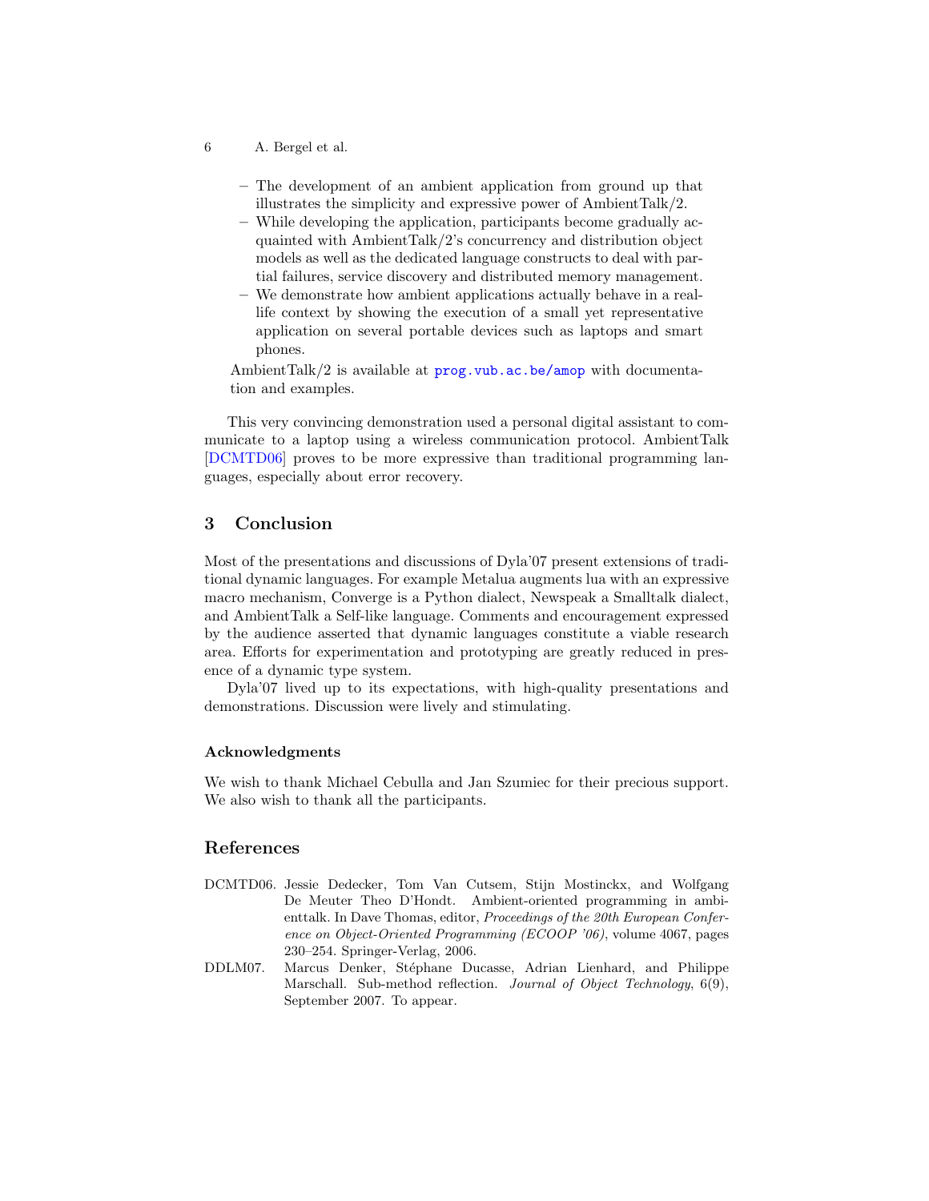- The development of an ambient application from ground up that illustrates the simplicity and expressive power of AmbientTalk/2.
- While developing the application, participants become gradually acquainted with AmbientTalk/2's concurrency and distribution object models as well as the dedicated language constructs to deal with partial failures, service discovery and distributed memory management.
- We demonstrate how ambient applications actually behave in a real-life context by showing the execution of a small yet representative application on several portable devices such as laptops and smart phones.

AmbientTalk/2 is available at prog.vub.ac.be/amop with documentation and examples.

This very convincing demonstration used a personal digital assistant to communicate to a laptop using a wireless communication protocol. AmbientTalk [DCMTD06] proves to be more expressive than traditional programming languages, especially about error recovery.

## 3 Conclusion

Most of the presentations and discussions of Dyla'07 present extensions of traditional dynamic languages. For example Metalua augments lua with an expressive macro mechanism, Converge is a Python dialect, Newspeak a Smalltalk dialect, and AmbientTalk a Self-like language. Comments and encouragement expressed by the audience asserted that dynamic languages constitute a viable research area. Efforts for experimentation and prototyping are greatly reduced in presence of a dynamic type system.

Dyla'07 lived up to its expectations, with high-quality presentations and demonstrations. Discussion were lively and stimulating.

#### Acknowledgments

We wish to thank Michael Cebulla and Jan Szumiec for their precious support. We also wish to thank all the participants.

## References

DCMTD06. Jessie Dedecker, Tom Van Cutsem, Stijn Mostinckx, and Wolfgang De Meuter Theo D'Hondt. Ambient-oriented programming in ambienttalk. In Dave Thomas, editor, *Proceedings of the 20th European Conference on Object-Oriented Programming (ECOOP '06)*, volume 4067, pages 230–254. Springer-Verlag, 2006.

DDLM07. Marcus Denker, Stéphane Ducasse, Adrian Lienhard, and Philippe Marschall. Sub-method reflection. *Journal of Object Technology*, 6(9), September 2007. To appear.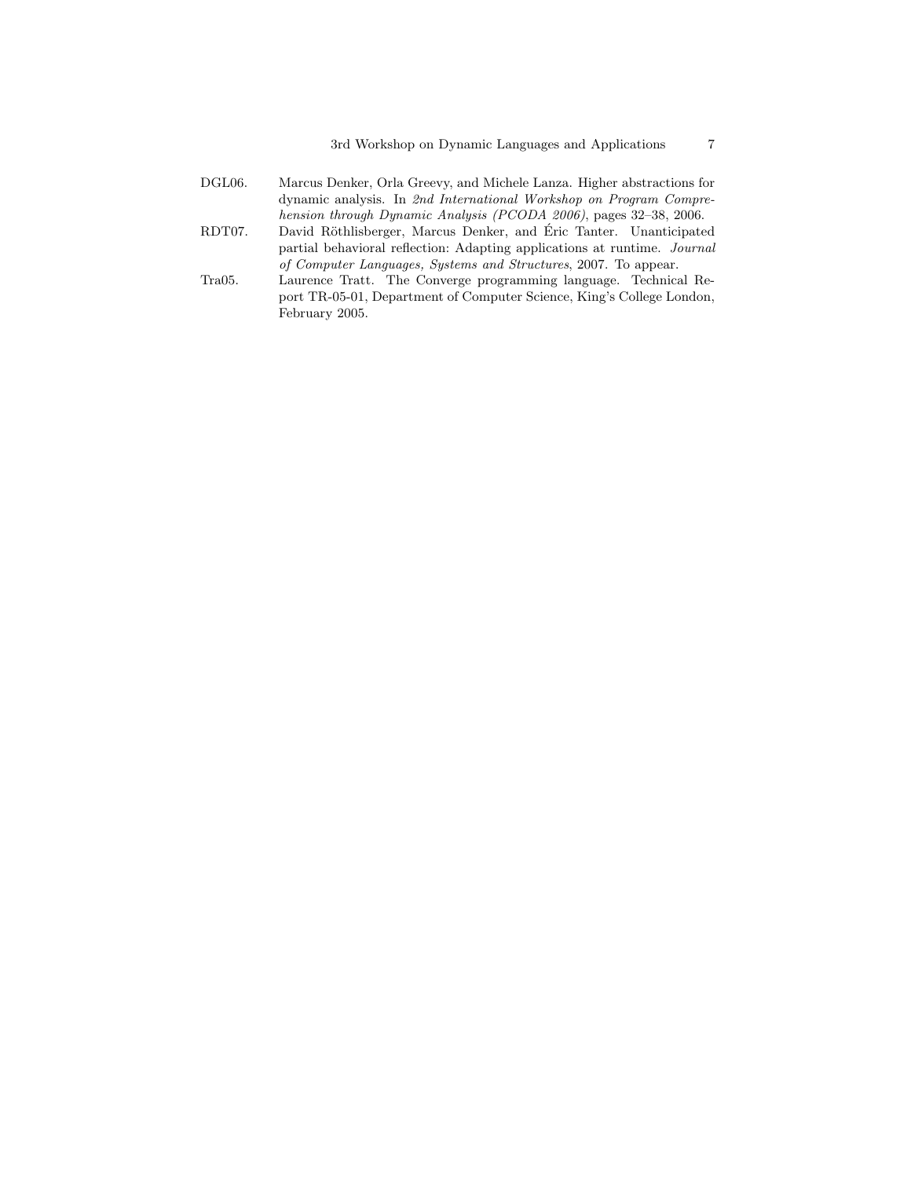DGL06. Marcus Denker, Orla Greevy, and Michele Lanza. Higher abstractions for dynamic analysis. In *2nd International Workshop on Program Comprehension through Dynamic Analysis (PCODA 2006)*, pages 32–38, 2006.

RDT07. David Röthlisberger, Marcus Denker, and Éric Tanter. Unanticipated partial behavioral reflection: Adapting applications at runtime. *Journal of Computer Languages, Systems and Structures*, 2007. To appear.

Tra05. Laurence Tratt. The Converge programming language. Technical Report TR-05-01, Department of Computer Science, King's College London, February 2005.